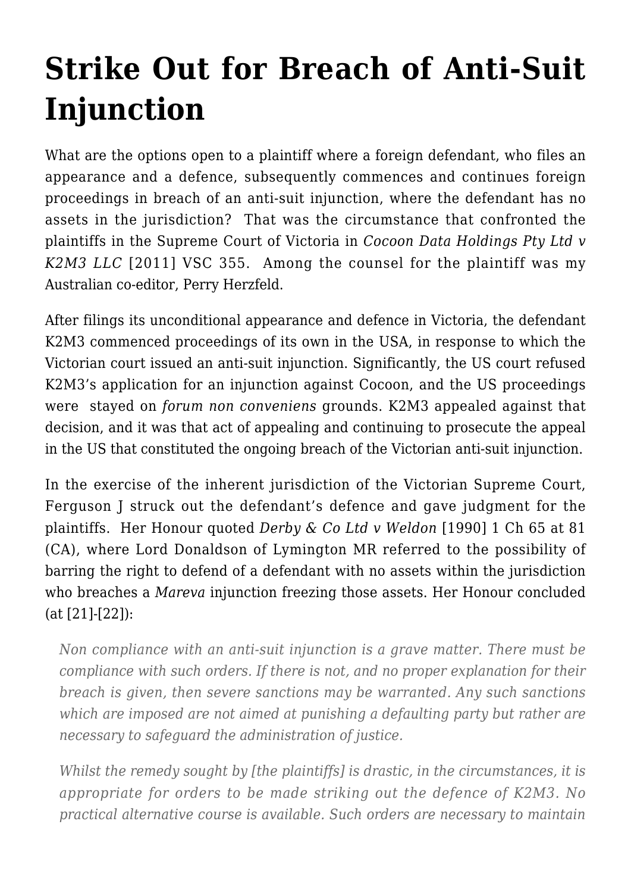# Strike Out for Breach of Anti-Suit Injunction

What are the options open to a plaintiff where a foreign defendant, who files an appearance and a defence, subsequently commences and continues foreign proceedings in breach of an anti-suit injunction, where the defendant has no assets in the jurisdiction? That was the circumstance that confronted the plaintiffs in the Supreme Court of Victoria in *Cocoon Data Holdings Pty Ltd v K2M3 LLC* [2011] VSC 355. Among the counsel for the plaintiff was my Australian co-editor, Perry Herzfeld.

After filings its unconditional appearance and defence in Victoria, the defendant K2M3 commenced proceedings of its own in the USA, in response to which the Victorian court issued an anti-suit injunction. Significantly, the US court refused K2M3's application for an injunction against Cocoon, and the US proceedings were stayed on *forum non conveniens* grounds. K2M3 appealed against that decision, and it was that act of appealing and continuing to prosecute the appeal in the US that constituted the ongoing breach of the Victorian anti-suit injunction.

In the exercise of the inherent jurisdiction of the Victorian Supreme Court, Ferguson J struck out the defendant's defence and gave judgment for the plaintiffs. Her Honour quoted *Derby & Co Ltd v Weldon* [1990] 1 Ch 65 at 81 (CA), where Lord Donaldson of Lymington MR referred to the possibility of barring the right to defend of a defendant with no assets within the jurisdiction who breaches a *Mareva* injunction freezing those assets. Her Honour concluded (at [21]-[22]):

> *Non compliance with an anti-suit injunction is a grave matter. There must be compliance with such orders. If there is not, and no proper explanation for their breach is given, then severe sanctions may be warranted. Any such sanctions which are imposed are not aimed at punishing a defaulting party but rather are necessary to safeguard the administration of justice.*
>
> *Whilst the remedy sought by [the plaintiffs] is drastic, in the circumstances, it is appropriate for orders to be made striking out the defence of K2M3. No practical alternative course is available. Such orders are necessary to maintain*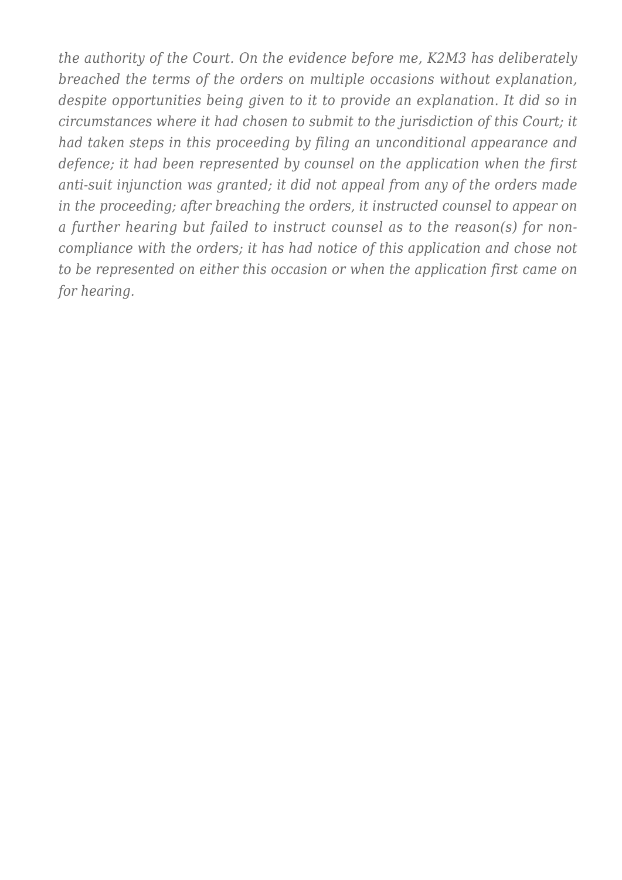*the authority of the Court. On the evidence before me, K2M3 has deliberately breached the terms of the orders on multiple occasions without explanation, despite opportunities being given to it to provide an explanation. It did so in circumstances where it had chosen to submit to the jurisdiction of this Court; it had taken steps in this proceeding by filing an unconditional appearance and defence; it had been represented by counsel on the application when the first anti-suit injunction was granted; it did not appeal from any of the orders made in the proceeding; after breaching the orders, it instructed counsel to appear on a further hearing but failed to instruct counsel as to the reason(s) for non-compliance with the orders; it has had notice of this application and chose not to be represented on either this occasion or when the application first came on for hearing.*